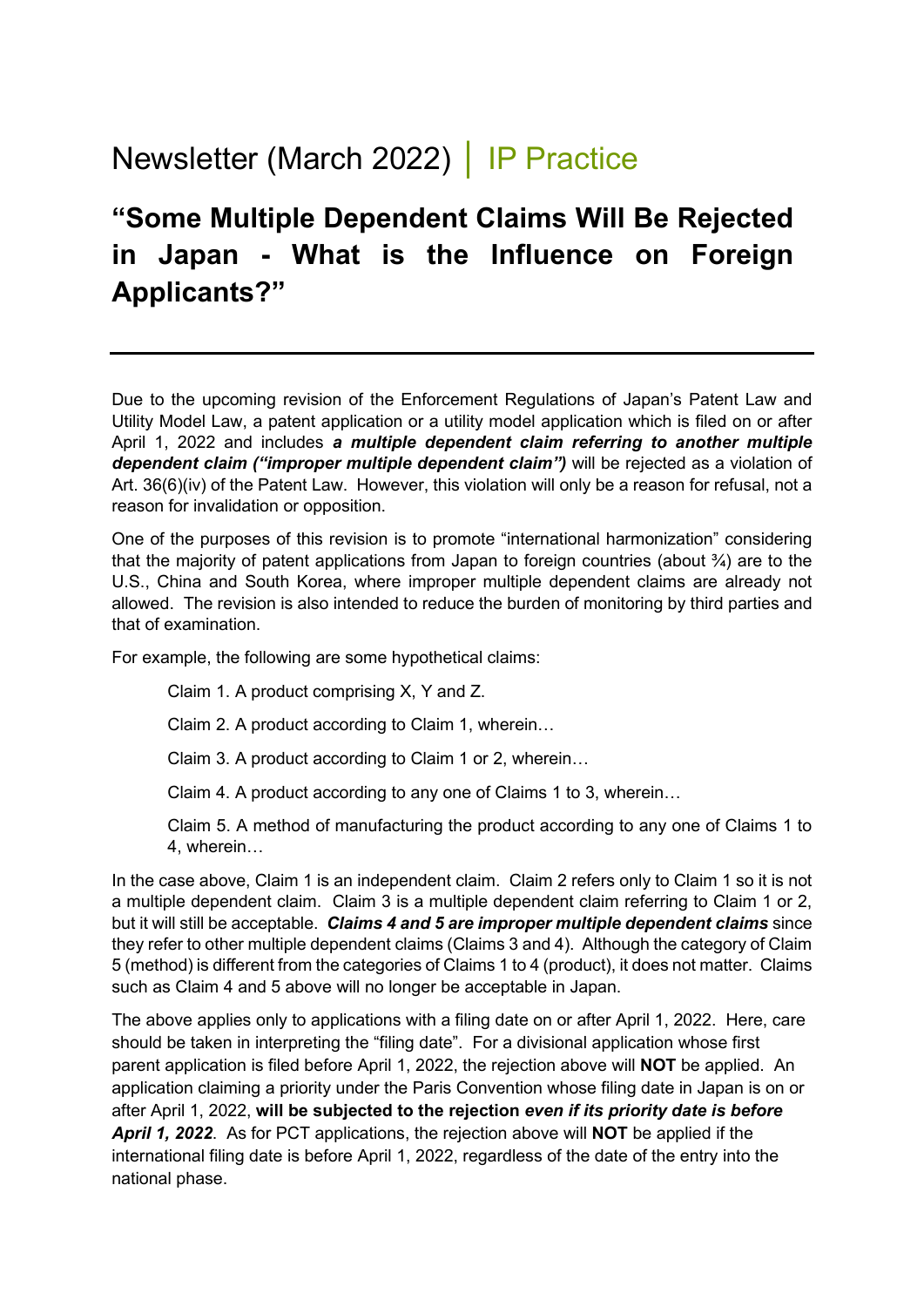# Newsletter (March 2022) | IP Practice

## "Some Multiple Dependent Claims Will Be Rejected in Japan - What is the Influence on Foreign Applicants?"

---

Due to the upcoming revision of the Enforcement Regulations of Japan's Patent Law and Utility Model Law, a patent application or a utility model application which is filed on or after April 1, 2022 and includes ***a multiple dependent claim referring to another multiple dependent claim ("improper multiple dependent claim")*** will be rejected as a violation of Art. 36(6)(iv) of the Patent Law. However, this violation will only be a reason for refusal, not a reason for invalidation or opposition.

One of the purposes of this revision is to promote "international harmonization" considering that the majority of patent applications from Japan to foreign countries (about ¾) are to the U.S., China and South Korea, where improper multiple dependent claims are already not allowed. The revision is also intended to reduce the burden of monitoring by third parties and that of examination.

For example, the following are some hypothetical claims:

> Claim 1. A product comprising X, Y and Z.
>
> Claim 2. A product according to Claim 1, wherein…
>
> Claim 3. A product according to Claim 1 or 2, wherein…
>
> Claim 4. A product according to any one of Claims 1 to 3, wherein…
>
> Claim 5. A method of manufacturing the product according to any one of Claims 1 to 4, wherein…

In the case above, Claim 1 is an independent claim. Claim 2 refers only to Claim 1 so it is not a multiple dependent claim. Claim 3 is a multiple dependent claim referring to Claim 1 or 2, but it will still be acceptable. ***Claims 4 and 5 are improper multiple dependent claims*** since they refer to other multiple dependent claims (Claims 3 and 4). Although the category of Claim 5 (method) is different from the categories of Claims 1 to 4 (product), it does not matter. Claims such as Claim 4 and 5 above will no longer be acceptable in Japan.

The above applies only to applications with a filing date on or after April 1, 2022. Here, care should be taken in interpreting the "filing date". For a divisional application whose first parent application is filed before April 1, 2022, the rejection above will **NOT** be applied. An application claiming a priority under the Paris Convention whose filing date in Japan is on or after April 1, 2022, **will be subjected to the rejection *even if its priority date is before April 1, 2022***. As for PCT applications, the rejection above will **NOT** be applied if the international filing date is before April 1, 2022, regardless of the date of the entry into the national phase.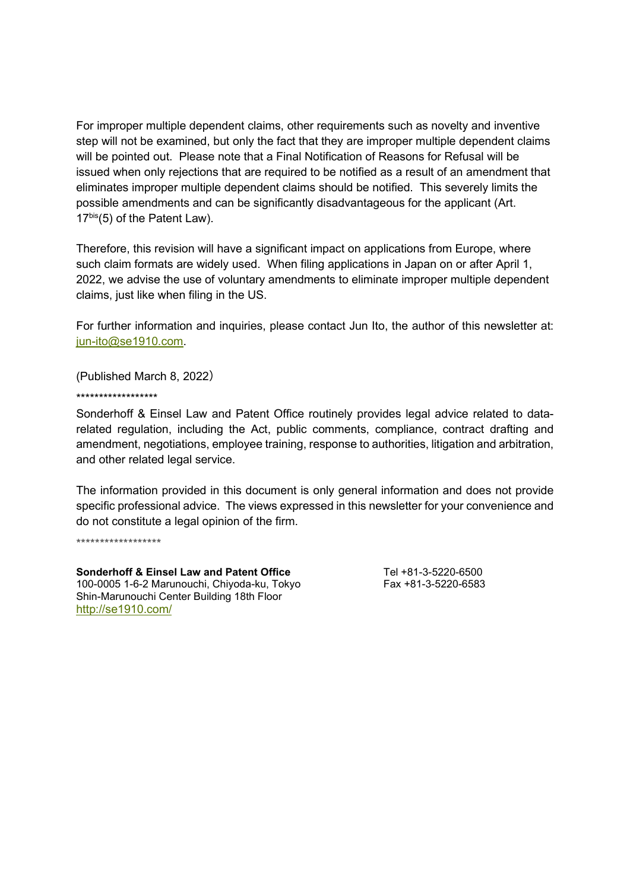For improper multiple dependent claims, other requirements such as novelty and inventive step will not be examined, but only the fact that they are improper multiple dependent claims will be pointed out. Please note that a Final Notification of Reasons for Refusal will be issued when only rejections that are required to be notified as a result of an amendment that eliminates improper multiple dependent claims should be notified. This severely limits the possible amendments and can be significantly disadvantageous for the applicant (Art. $17^{bis}$(5) of the Patent Law).

Therefore, this revision will have a significant impact on applications from Europe, where such claim formats are widely used. When filing applications in Japan on or after April 1, 2022, we advise the use of voluntary amendments to eliminate improper multiple dependent claims, just like when filing in the US.

For further information and inquiries, please contact Jun Ito, the author of this newsletter at: [jun-ito@se1910.com](mailto:jun-ito@se1910.com).

(Published March 8, 2022）

******************

Sonderhoff & Einsel Law and Patent Office routinely provides legal advice related to data-related regulation, including the Act, public comments, compliance, contract drafting and amendment, negotiations, employee training, response to authorities, litigation and arbitration, and other related legal service.

The information provided in this document is only general information and does not provide specific professional advice. The views expressed in this newsletter for your convenience and do not constitute a legal opinion of the firm.

******************

**Sonderhoff & Einsel Law and Patent Office**
100-0005 1-6-2 Marunouchi, Chiyoda-ku, Tokyo
Shin-Marunouchi Center Building 18th Floor
[http://se1910.com/](http://se1910.com/)

Tel +81-3-5220-6500
Fax +81-3-5220-6583